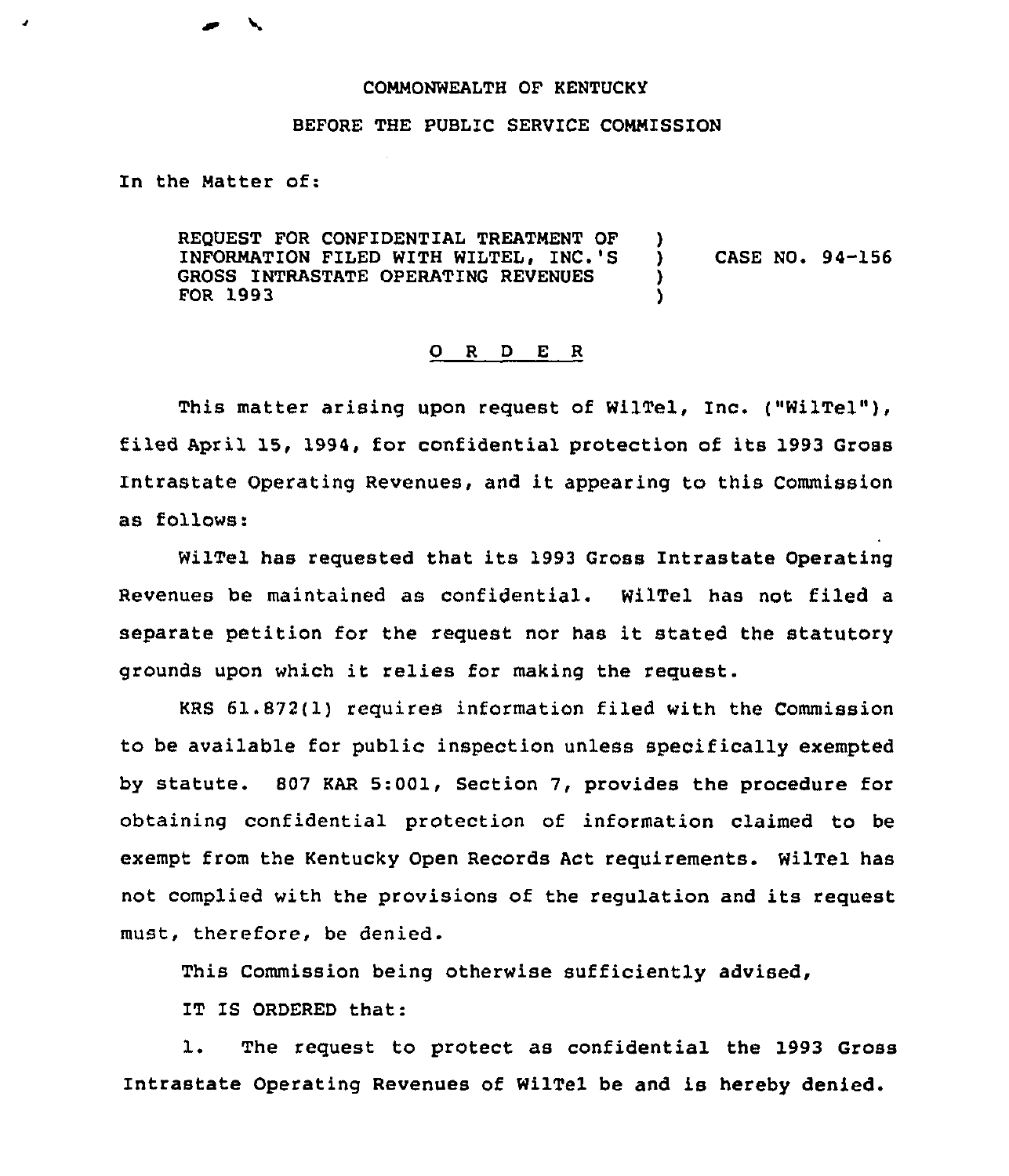COMMONWEALTH OF KENTUCKY

BEFORE THE PUBLIC SERVICE COMMISSION

In the Matter of:

REQUEST FOR CONFIDENTIAL TREATMENT OF INFORMATION FILED WITH WILTEL, INC.'S GROSS INTRASTATE OPERATING REVENUES FOR 1993 ) CASE NO. 94-156

O R D E R

This matter arising upon request of WilTel, Inc. ("WilTel"), filed April 15, 1994, for confidential protection of its 1993 Gross Intrastate Operating Revenues, and it appearing to this Commission as follows:

WilTel has requested that its 1993 Gross Intrastate Operating Revenues be maintained as confidential. WilTel has not filed a separate petition for the request nor has it stated the statutory grounds upon which it relies for making the request.

KRS 61.872(1) requires information filed with the Commission to be available for public inspection unless specifically exempted by statute. 807 KAR 5:001, Section 7, provides the procedure for obtaining confidential protection of information claimed to be exempt from the Kentucky Open Records Act requirements. WilTel has not complied with the provisions of the regulation and its request must, therefore, be denied.

This Commission being otherwise sufficiently advised,

IT IS ORDERED that:

1. The request to protect as confidential the 1993 Gross Intrastate Operating Revenues of WilTel be and is hereby denied.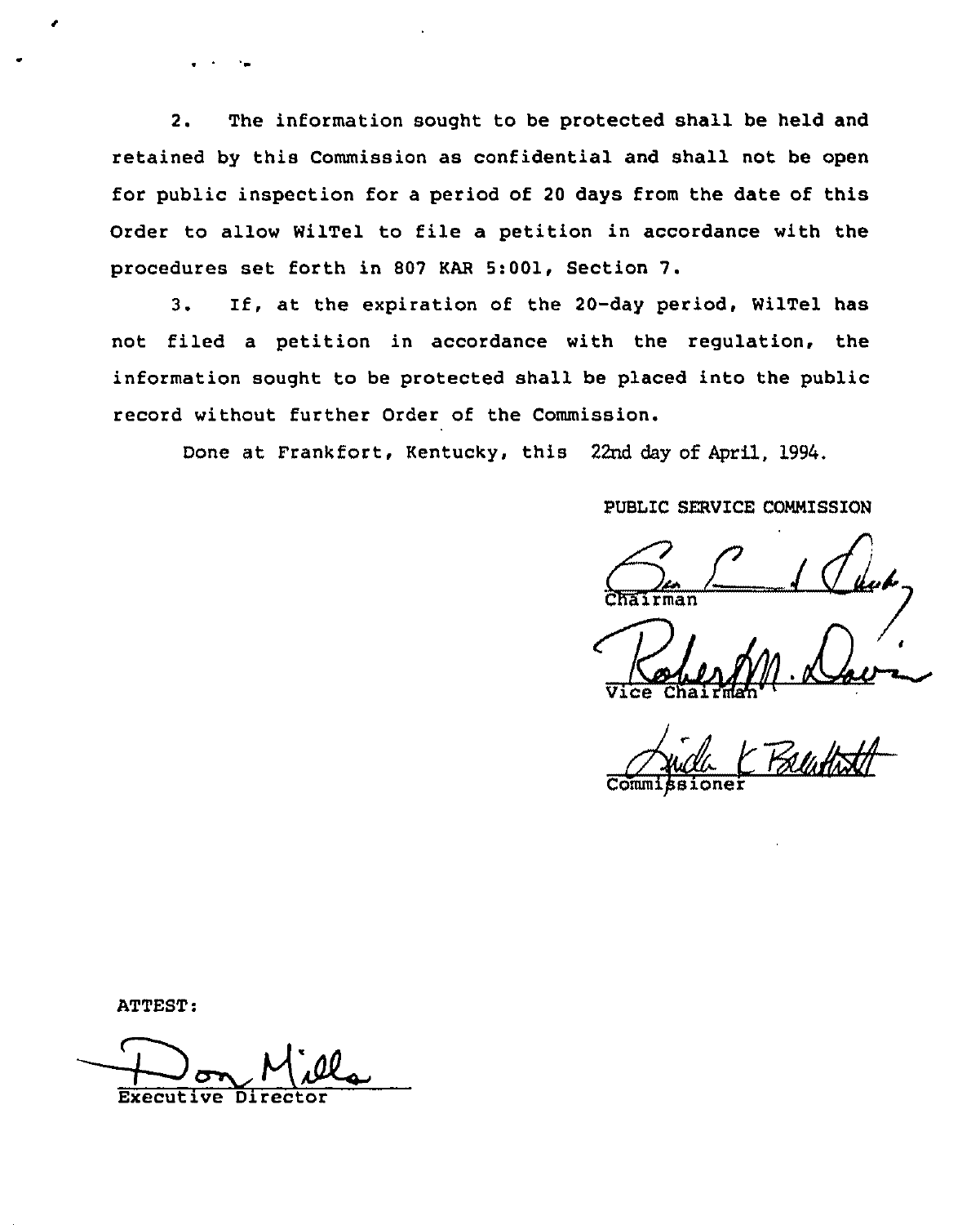2. The information sought to be protected shall be held and retained by this Commission as confidential and shall not be open for public inspection for a period of 20 days from the date of this Order to allow WilTel to file a petition in accordance with the procedures set forth in 807 KAR 5:001, Section 7.

3. If, at the expiration of the 20-day period, WilTel has not filed a petition in accordance with the regulation, the information sought to be protected shall be placed into the public record without further Order of the Commission.

Done at Frankfort, Kentucky, this 22nd day of April, 1994.

PUBLIC SERVICE COMMISSION

Chairman

Vice Chairman

Commissioner

ATTEST:

Executive Director